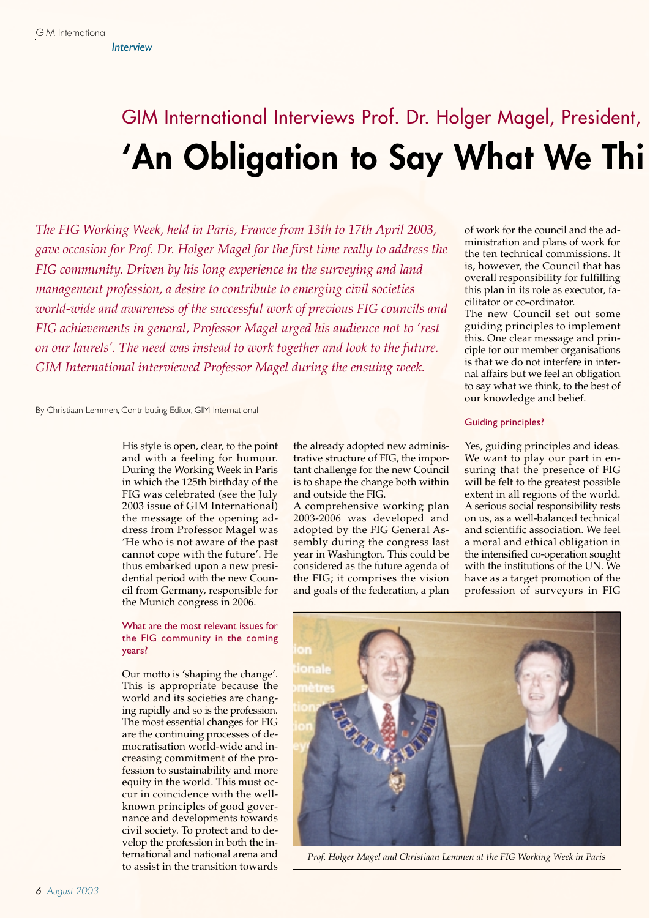GIM International Interviews Prof. Dr. Holger Magel, President,

# 'An Obligation to Say What We Thi

*The FIG Working Week, held in Paris, France from 13th to 17th April 2003, gave occasion for Prof. Dr. Holger Magel for the first time really to address the FIG community. Driven by his long experience in the surveying and land management profession, a desire to contribute to emerging civil societies world-wide and awareness of the successful work of previous FIG councils and FIG achievements in general, Professor Magel urged his audience not to 'rest on our laurels'. The need was instead to work together and look to the future. GIM International interviewed Professor Magel during the ensuing week.*

By Christiaan Lemmen, Contributing Editor, GIM International

His style is open, clear, to the point and with a feeling for humour. During the Working Week in Paris in which the 125th birthday of the FIG was celebrated (see the July 2003 issue of GIM International) the message of the opening address from Professor Magel was 'He who is not aware of the past cannot cope with the future'. He thus embarked upon a new presidential period with the new Council from Germany, responsible for the Munich congress in 2006.

### What are the most relevant issues for the FIG community in the coming years?

Our motto is 'shaping the change'. This is appropriate because the world and its societies are changing rapidly and so is the profession. The most essential changes for FIG are the continuing processes of democratisation world-wide and increasing commitment of the profession to sustainability and more equity in the world. This must occur in coincidence with the well-known principles of good governance and developments towards civil society. To protect and to develop the profession in both the international and national arena and to assist in the transition towards the already adopted new administrative structure of FIG, the important challenge for the new Council is to shape the change both within and outside the FIG.

A comprehensive working plan 2003-2006 was developed and adopted by the FIG General Assembly during the congress last year in Washington. This could be considered as the future agenda of the FIG; it comprises the vision and goals of the federation, a plan of work for the council and the administration and plans of work for the ten technical commissions. It is, however, the Council that has overall responsibility for fulfilling this plan in its role as executor, facilitator or co-ordinator.

The new Council set out some guiding principles to implement this. One clear message and principle for our member organisations is that we do not interfere in internal affairs but we feel an obligation to say what we think, to the best of our knowledge and belief.

### Guiding principles?

Yes, guiding principles and ideas. We want to play our part in ensuring that the presence of FIG will be felt to the greatest possible extent in all regions of the world. A serious social responsibility rests on us, as a well-balanced technical and scientific association. We feel a moral and ethical obligation in the intensified co-operation sought with the institutions of the UN. We have as a target promotion of the profession of surveyors in FIG

*Prof. Holger Magel and Christiaan Lemmen at the FIG Working Week in Paris*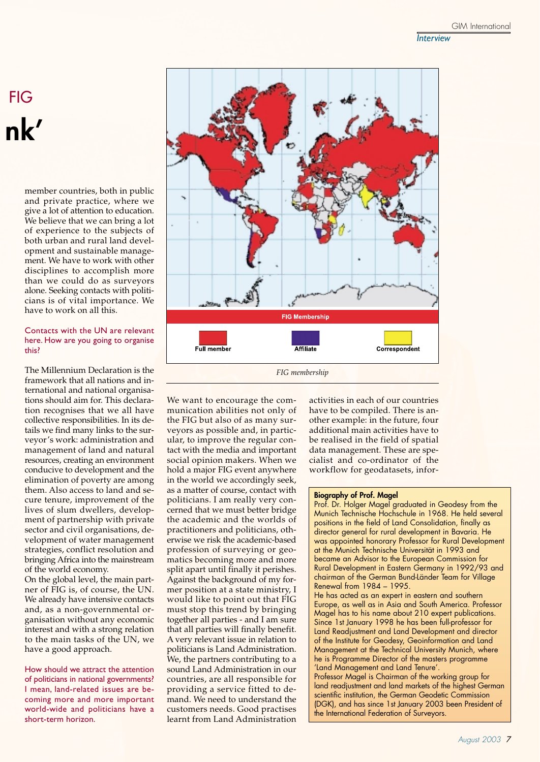FIG

nk'

member countries, both in public and private practice, where we give a lot of attention to education. We believe that we can bring a lot of experience to the subjects of both urban and rural land development and sustainable management. We have to work with other disciplines to accomplish more than we could do as surveyors alone. Seeking contacts with politicians is of vital importance. We have to work on all this.

**Contacts with the UN are relevant here. How are you going to organise this?**

The Millennium Declaration is the framework that all nations and international and national organisations should aim for. This declaration recognises that we all have collective responsibilities. In its details we find many links to the surveyor's work: administration and management of land and natural resources, creating an environment conducive to development and the elimination of poverty are among them. Also access to land and secure tenure, improvement of the lives of slum dwellers, development of partnership with private sector and civil organisations, development of water management strategies, conflict resolution and bringing Africa into the mainstream of the world economy.
On the global level, the main partner of FIG is, of course, the UN. We already have intensive contacts and, as a non-governmental organisation without any economic interest and with a strong relation to the main tasks of the UN, we have a good approach.

**How should we attract the attention of politicians in national governments? I mean, land-related issues are becoming more and more important world-wide and politicians have a short-term horizon.**

FIG Membership

Full member | Affiliate | Correspondent

*FIG membership*

We want to encourage the communication abilities not only of the FIG but also of as many surveyors as possible and, in particular, to improve the regular contact with the media and important social opinion makers. When we hold a major FIG event anywhere in the world we accordingly seek, as a matter of course, contact with politicians. I am really very concerned that we must better bridge the academic and the worlds of practitioners and politicians, otherwise we risk the academic-based profession of surveying or geomatics becoming more and more split apart until finally it perishes. Against the background of my former position at a state ministry, I would like to point out that FIG must stop this trend by bringing together all parties - and I am sure that all parties will finally benefit. A very relevant issue in relation to politicians is Land Administration. We, the partners contributing to a sound Land Administration in our countries, are all responsible for providing a service fitted to demand. We need to understand the customers needs. Good practises learnt from Land Administration activities in each of our countries have to be compiled. There is another example: in the future, four additional main activities have to be realised in the field of spatial data management. These are specialist and co-ordinator of the workflow for geodatasets, infor-

**Biography of Prof. Magel**
Prof. Dr. Holger Magel graduated in Geodesy from the Munich Technische Hochschule in 1968. He held several positions in the field of Land Consolidation, finally as director general for rural development in Bavaria. He was appointed honorary Professor for Rural Development at the Munich Technische Universität in 1993 and became an Advisor to the European Commission for Rural Development in Eastern Germany in 1992/93 and chairman of the German Bund-Länder Team for Village Renewal from 1984 – 1995.
He has acted as an expert in eastern and southern Europe, as well as in Asia and South America. Professor Magel has to his name about 210 expert publications. Since 1st January 1998 he has been full-professor for Land Readjustment and Land Development and director of the Institute for Geodesy, Geoinformation and Land Management at the Technical University Munich, where he is Programme Director of the masters programme 'Land Management and Land Tenure'.
Professor Magel is Chairman of the working group for land readjustment and land markets of the highest German scientific institution, the German Geodetic Commission (DGK), and has since 1st January 2003 been President of the International Federation of Surveyors.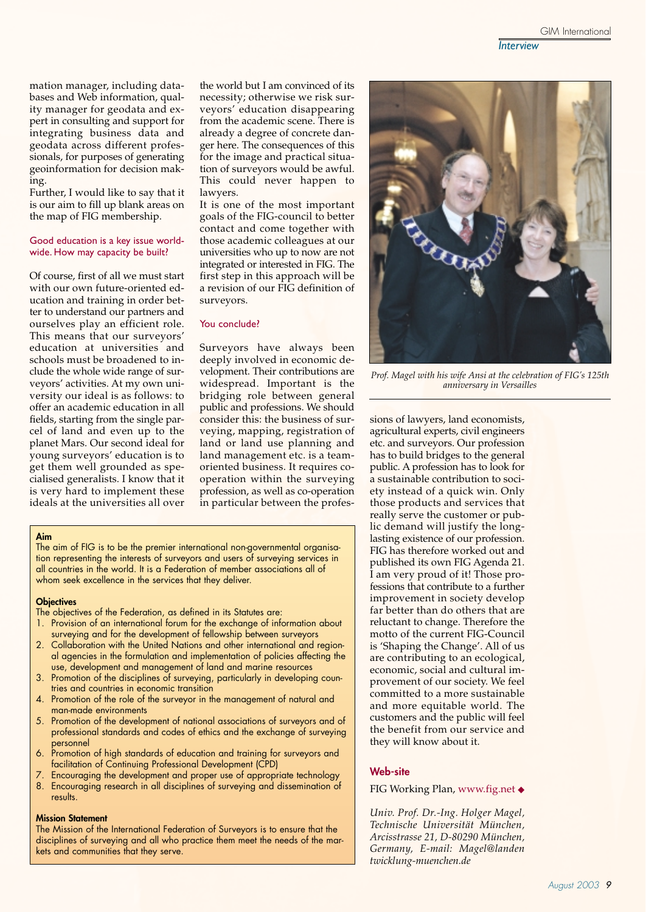mation manager, including databases and Web information, quality manager for geodata and expert in consulting and support for integrating business data and geodata across different professionals, for purposes of generating geoinformation for decision making.

Further, I would like to say that it is our aim to fill up blank areas on the map of FIG membership.

**Good education is a key issue worldwide. How may capacity be built?**

Of course, first of all we must start with our own future-oriented education and training in order better to understand our partners and ourselves play an efficient role. This means that our surveyors' education at universities and schools must be broadened to include the whole wide range of surveyors' activities. At my own university our ideal is as follows: to offer an academic education in all fields, starting from the single parcel of land and even up to the planet Mars. Our second ideal for young surveyors' education is to get them well grounded as specialised generalists. I know that it is very hard to implement these ideals at the universities all over the world but I am convinced of its necessity; otherwise we risk surveyors' education disappearing from the academic scene. There is already a degree of concrete danger here. The consequences of this for the image and practical situation of surveyors would be awful. This could never happen to lawyers.

It is one of the most important goals of the FIG-council to better contact and come together with those academic colleagues at our universities who up to now are not integrated or interested in FIG. The first step in this approach will be a revision of our FIG definition of surveyors.

**You conclude?**

Surveyors have always been deeply involved in economic development. Their contributions are widespread. Important is the bridging role between general public and professions. We should consider this: the business of surveying, mapping, registration of land or land use planning and land management etc. is a team-oriented business. It requires co-operation within the surveying profession, as well as co-operation in particular between the professions of lawyers, land economists, agricultural experts, civil engineers etc. and surveyors. Our profession has to build bridges to the general public. A profession has to look for a sustainable contribution to society instead of a quick win. Only those products and services that really serve the customer or public demand will justify the long-lasting existence of our profession. FIG has therefore worked out and published its own FIG Agenda 21. I am very proud of it! Those professions that contribute to a further improvement in society develop far better than do others that are reluctant to change. Therefore the motto of the current FIG-Council is 'Shaping the Change'. All of us are contributing to an ecological, economic, social and cultural improvement of our society. We feel committed to a more sustainable and more equitable world. The customers and the public will feel the benefit from our service and they will know about it.

*Prof. Magel with his wife Ansi at the celebration of FIG's 125th anniversary in Versailles*

**Aim**

The aim of FIG is to be the premier international non-governmental organisation representing the interests of surveyors and users of surveying services in all countries in the world. It is a Federation of member associations all of whom seek excellence in the services that they deliver.

**Objectives**

The objectives of the Federation, as defined in its Statutes are:

1. Provision of an international forum for the exchange of information about surveying and for the development of fellowship between surveyors
2. Collaboration with the United Nations and other international and regional agencies in the formulation and implementation of policies affecting the use, development and management of land and marine resources
3. Promotion of the disciplines of surveying, particularly in developing countries and countries in economic transition
4. Promotion of the role of the surveyor in the management of natural and man-made environments
5. Promotion of the development of national associations of surveyors and of professional standards and codes of ethics and the exchange of surveying personnel
6. Promotion of high standards of education and training for surveyors and facilitation of Continuing Professional Development (CPD)
7. Encouraging the development and proper use of appropriate technology
8. Encouraging research in all disciplines of surveying and dissemination of results.

**Mission Statement**

The Mission of the International Federation of Surveyors is to ensure that the disciplines of surveying and all who practice them meet the needs of the markets and communities that they serve.

## Web-site

FIG Working Plan, www.fig.net ◆

*Univ. Prof. Dr.-Ing. Holger Magel, Technische Universität München, Arcisstrasse 21, D-80290 München, Germany, E-mail: Magel@landentwicklung-muenchen.de*